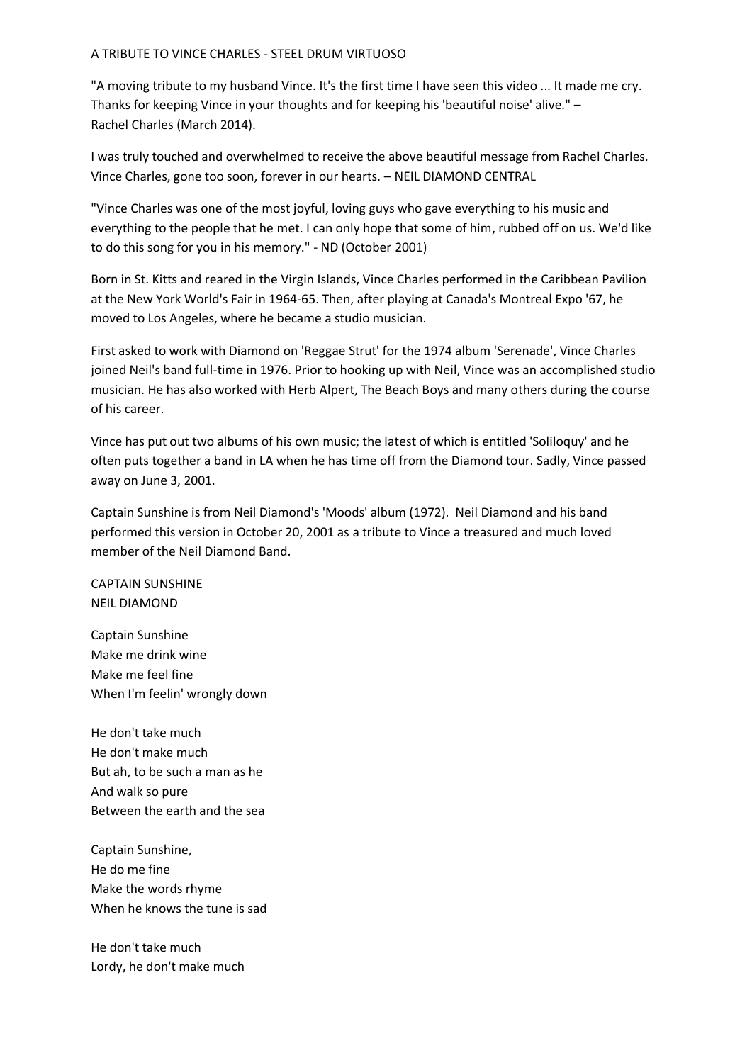# A TRIBUTE TO VINCE CHARLES - STEEL DRUM VIRTUOSO

"A moving tribute to my husband Vince. It's the first time I have seen this video ... It made me cry. Thanks for keeping Vince in your thoughts and for keeping his 'beautiful noise' alive." – Rachel Charles (March 2014).

I was truly touched and overwhelmed to receive the above beautiful message from Rachel Charles. Vince Charles, gone too soon, forever in our hearts. – NEIL DIAMOND CENTRAL

"Vince Charles was one of the most joyful, loving guys who gave everything to his music and everything to the people that he met. I can only hope that some of him, rubbed off on us. We'd like to do this song for you in his memory." - ND (October 2001)

Born in St. Kitts and reared in the Virgin Islands, Vince Charles performed in the Caribbean Pavilion at the New York World's Fair in 1964-65. Then, after playing at Canada's Montreal Expo '67, he moved to Los Angeles, where he became a studio musician.

First asked to work with Diamond on 'Reggae Strut' for the 1974 album 'Serenade', Vince Charles joined Neil's band full-time in 1976. Prior to hooking up with Neil, Vince was an accomplished studio musician. He has also worked with Herb Alpert, The Beach Boys and many others during the course of his career.

Vince has put out two albums of his own music; the latest of which is entitled 'Soliloquy' and he often puts together a band in LA when he has time off from the Diamond tour. Sadly, Vince passed away on June 3, 2001.

Captain Sunshine is from Neil Diamond's 'Moods' album (1972). Neil Diamond and his band performed this version in October 20, 2001 as a tribute to Vince a treasured and much loved member of the Neil Diamond Band.

## CAPTAIN SUNSHINE
NEIL DIAMOND

Captain Sunshine  
Make me drink wine  
Make me feel fine  
When I'm feelin' wrongly down

He don't take much  
He don't make much  
But ah, to be such a man as he  
And walk so pure  
Between the earth and the sea

Captain Sunshine,  
He do me fine  
Make the words rhyme  
When he knows the tune is sad

He don't take much  
Lordy, he don't make much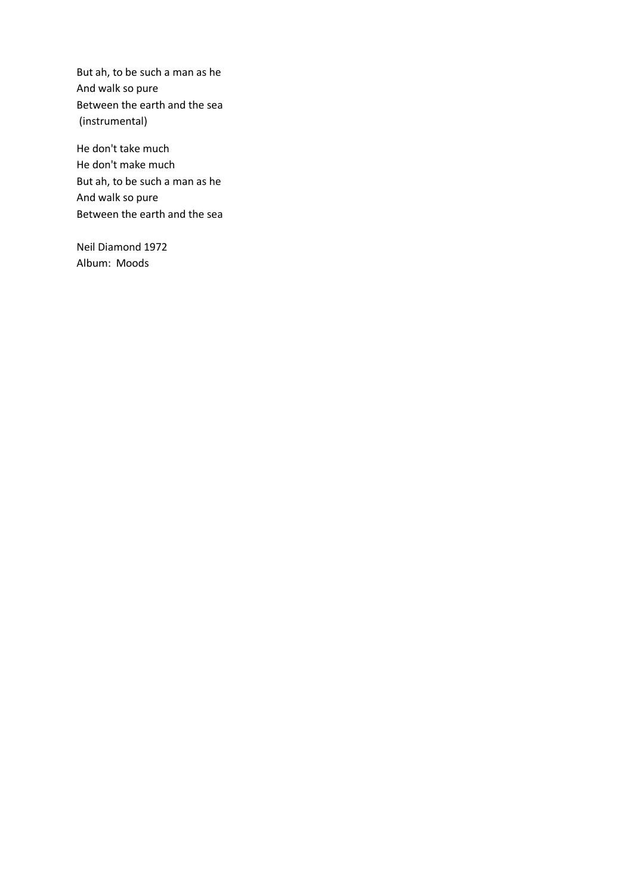But ah, to be such a man as he
And walk so pure
Between the earth and the sea
(instrumental)

He don't take much
He don't make much
But ah, to be such a man as he
And walk so pure
Between the earth and the sea

Neil Diamond 1972
Album: Moods